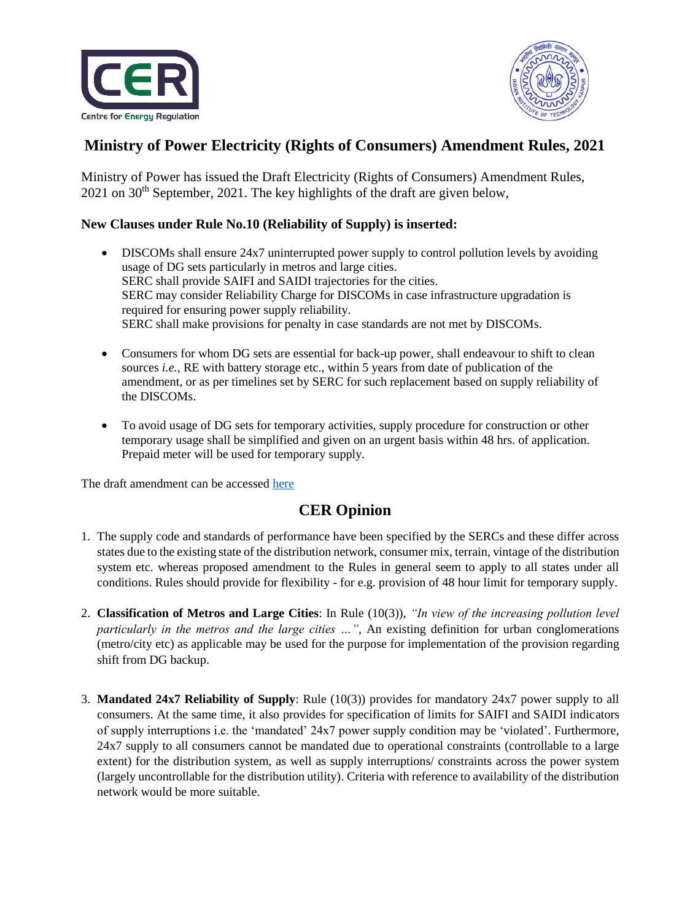# Ministry of Power Electricity (Rights of Consumers) Amendment Rules, 2021

Ministry of Power has issued the Draft Electricity (Rights of Consumers) Amendment Rules, 2021 on 30th September, 2021. The key highlights of the draft are given below,

**New Clauses under Rule No.10 (Reliability of Supply) is inserted:**

- DISCOMs shall ensure 24x7 uninterrupted power supply to control pollution levels by avoiding usage of DG sets particularly in metros and large cities.
  SERC shall provide SAIFI and SAIDI trajectories for the cities.
  SERC may consider Reliability Charge for DISCOMs in case infrastructure upgradation is required for ensuring power supply reliability.
  SERC shall make provisions for penalty in case standards are not met by DISCOMs.

- Consumers for whom DG sets are essential for back-up power, shall endeavour to shift to clean sources *i.e.,* RE with battery storage etc., within 5 years from date of publication of the amendment, or as per timelines set by SERC for such replacement based on supply reliability of the DISCOMs.

- To avoid usage of DG sets for temporary activities, supply procedure for construction or other temporary usage shall be simplified and given on an urgent basis within 48 hrs. of application. Prepaid meter will be used for temporary supply.

The draft amendment can be accessed here

## CER Opinion

1. The supply code and standards of performance have been specified by the SERCs and these differ across states due to the existing state of the distribution network, consumer mix, terrain, vintage of the distribution system etc. whereas proposed amendment to the Rules in general seem to apply to all states under all conditions. Rules should provide for flexibility - for e.g. provision of 48 hour limit for temporary supply.

2. **Classification of Metros and Large Cities**: In Rule (10(3)), *"In view of the increasing pollution level particularly in the metros and the large cities …",* An existing definition for urban conglomerations (metro/city etc) as applicable may be used for the purpose for implementation of the provision regarding shift from DG backup.

3. **Mandated 24x7 Reliability of Supply**: Rule (10(3)) provides for mandatory 24x7 power supply to all consumers. At the same time, it also provides for specification of limits for SAIFI and SAIDI indicators of supply interruptions i.e. the 'mandated' 24x7 power supply condition may be 'violated'. Furthermore, 24x7 supply to all consumers cannot be mandated due to operational constraints (controllable to a large extent) for the distribution system, as well as supply interruptions/ constraints across the power system (largely uncontrollable for the distribution utility). Criteria with reference to availability of the distribution network would be more suitable.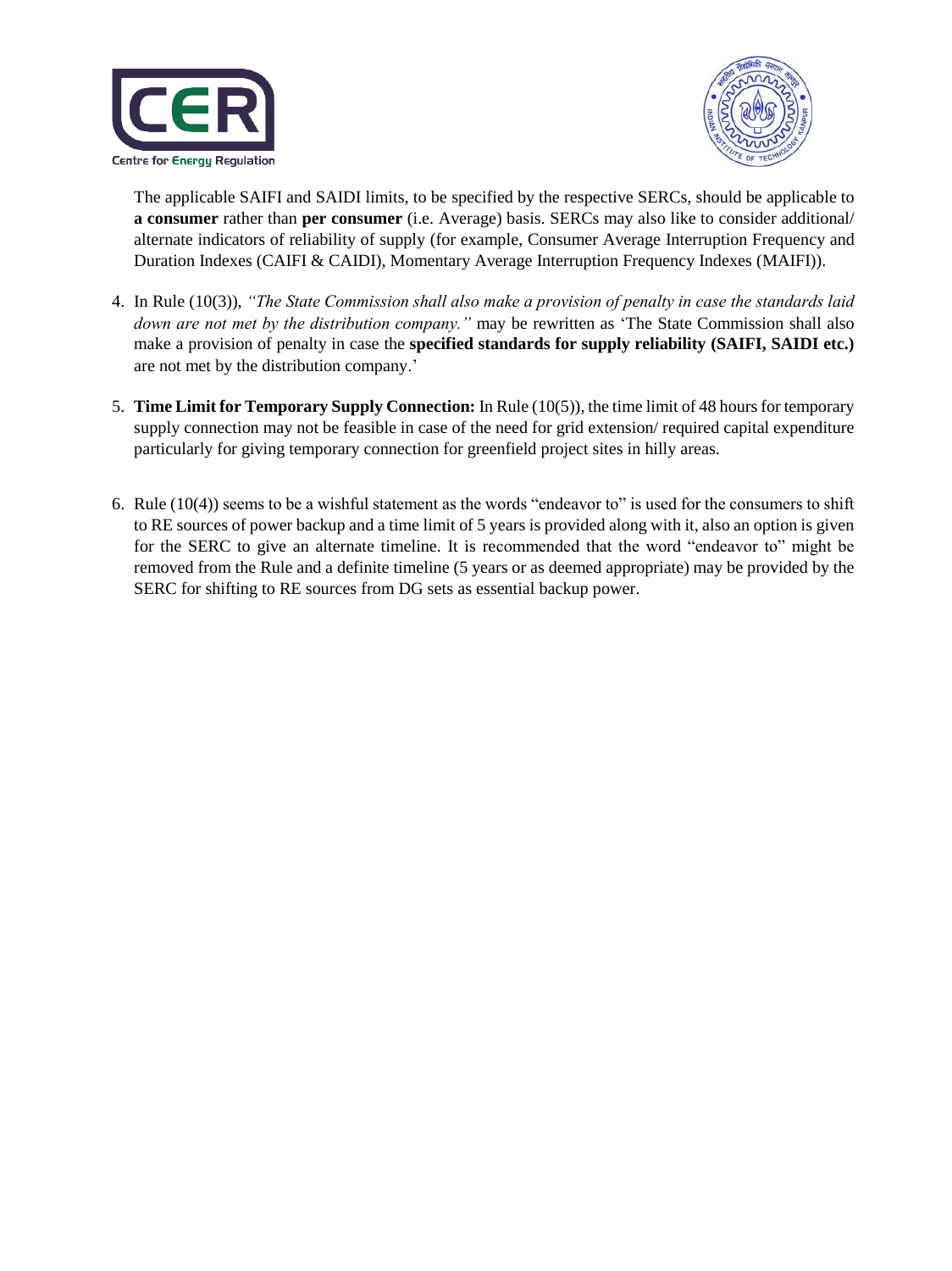The applicable SAIFI and SAIDI limits, to be specified by the respective SERCs, should be applicable to **a consumer** rather than **per consumer** (i.e. Average) basis. SERCs may also like to consider additional/ alternate indicators of reliability of supply (for example, Consumer Average Interruption Frequency and Duration Indexes (CAIFI & CAIDI), Momentary Average Interruption Frequency Indexes (MAIFI)).

4. In Rule (10(3)), *"The State Commission shall also make a provision of penalty in case the standards laid down are not met by the distribution company."* may be rewritten as 'The State Commission shall also make a provision of penalty in case the **specified standards for supply reliability (SAIFI, SAIDI etc.)** are not met by the distribution company.'

5. **Time Limit for Temporary Supply Connection:** In Rule (10(5)), the time limit of 48 hours for temporary supply connection may not be feasible in case of the need for grid extension/ required capital expenditure particularly for giving temporary connection for greenfield project sites in hilly areas.

6. Rule (10(4)) seems to be a wishful statement as the words "endeavor to" is used for the consumers to shift to RE sources of power backup and a time limit of 5 years is provided along with it, also an option is given for the SERC to give an alternate timeline. It is recommended that the word "endeavor to" might be removed from the Rule and a definite timeline (5 years or as deemed appropriate) may be provided by the SERC for shifting to RE sources from DG sets as essential backup power.